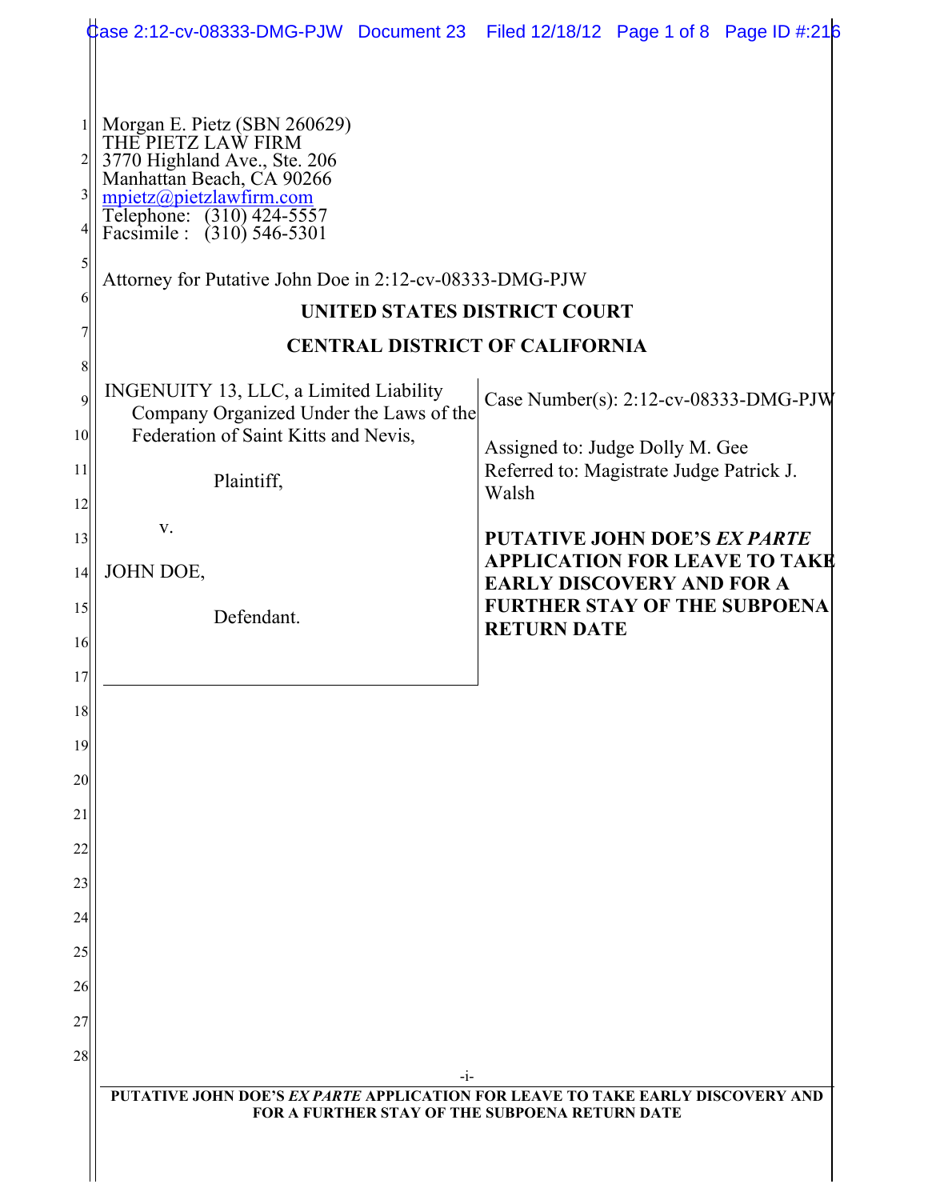Morgan E. Pietz (SBN 260629)
THE PIETZ LAW FIRM
3770 Highland Ave., Ste. 206
Manhattan Beach, CA 90266
mpietz@pietzlawfirm.com
Telephone: (310) 424-5557
Facsimile : (310) 546-5301

Attorney for Putative John Doe in 2:12-cv-08333-DMG-PJW

**UNITED STATES DISTRICT COURT**

**CENTRAL DISTRICT OF CALIFORNIA**

INGENUITY 13, LLC, a Limited Liability Company Organized Under the Laws of the Federation of Saint Kitts and Nevis,

Plaintiff,

v.

JOHN DOE,

Defendant.

Case Number(s): 2:12-cv-08333-DMG-PJW

Assigned to: Judge Dolly M. Gee
Referred to: Magistrate Judge Patrick J. Walsh

**PUTATIVE JOHN DOE'S *EX PARTE* APPLICATION FOR LEAVE TO TAKE EARLY DISCOVERY AND FOR A FURTHER STAY OF THE SUBPOENA RETURN DATE**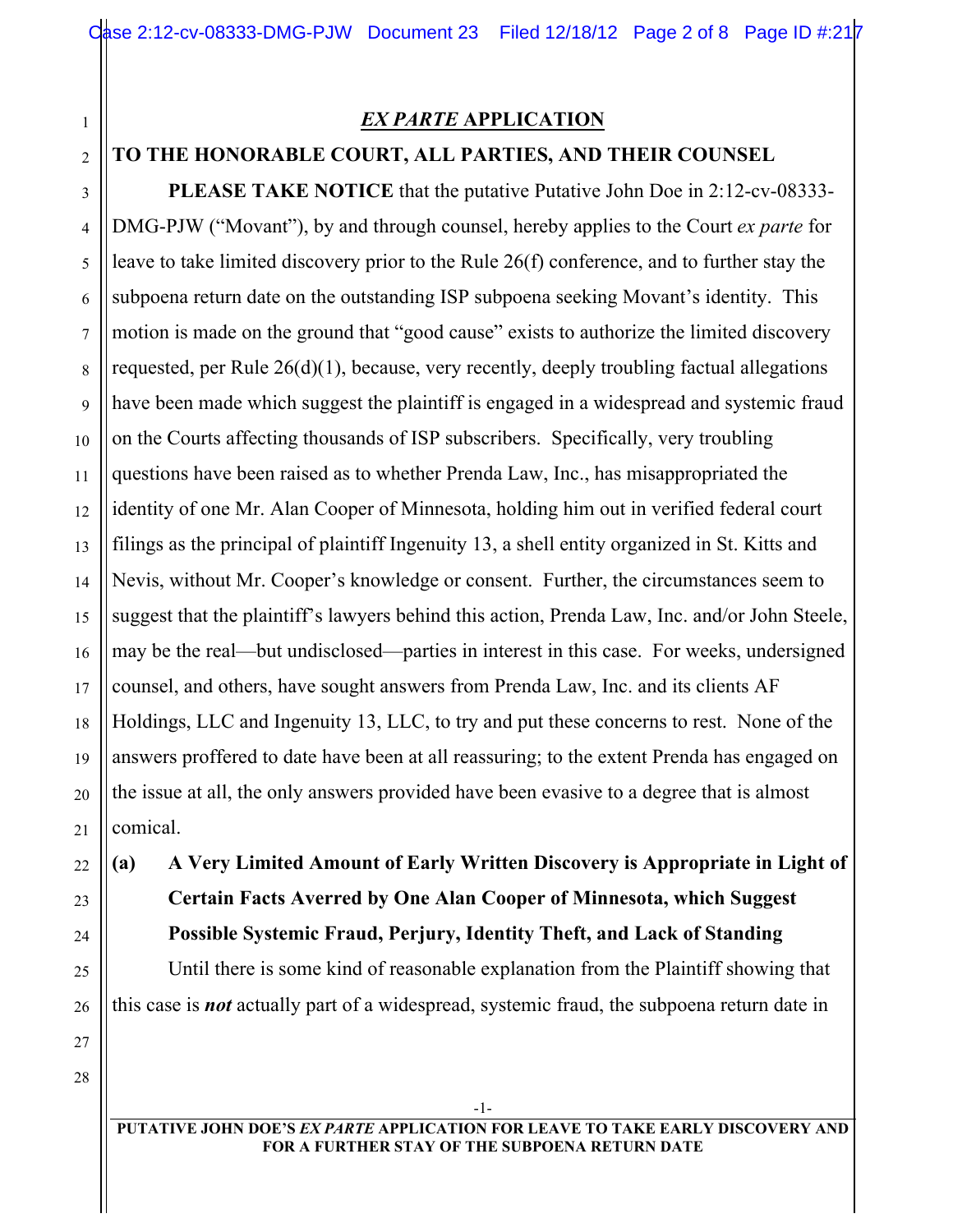## *EX PARTE* APPLICATION

**TO THE HONORABLE COURT, ALL PARTIES, AND THEIR COUNSEL**

**PLEASE TAKE NOTICE** that the putative Putative John Doe in 2:12-cv-08333-DMG-PJW ("Movant"), by and through counsel, hereby applies to the Court *ex parte* for leave to take limited discovery prior to the Rule 26(f) conference, and to further stay the subpoena return date on the outstanding ISP subpoena seeking Movant's identity. This motion is made on the ground that "good cause" exists to authorize the limited discovery requested, per Rule 26(d)(1), because, very recently, deeply troubling factual allegations have been made which suggest the plaintiff is engaged in a widespread and systemic fraud on the Courts affecting thousands of ISP subscribers. Specifically, very troubling questions have been raised as to whether Prenda Law, Inc., has misappropriated the identity of one Mr. Alan Cooper of Minnesota, holding him out in verified federal court filings as the principal of plaintiff Ingenuity 13, a shell entity organized in St. Kitts and Nevis, without Mr. Cooper's knowledge or consent. Further, the circumstances seem to suggest that the plaintiff's lawyers behind this action, Prenda Law, Inc. and/or John Steele, may be the real—but undisclosed—parties in interest in this case. For weeks, undersigned counsel, and others, have sought answers from Prenda Law, Inc. and its clients AF Holdings, LLC and Ingenuity 13, LLC, to try and put these concerns to rest. None of the answers proffered to date have been at all reassuring; to the extent Prenda has engaged on the issue at all, the only answers provided have been evasive to a degree that is almost comical.

### (a) A Very Limited Amount of Early Written Discovery is Appropriate in Light of Certain Facts Averred by One Alan Cooper of Minnesota, which Suggest Possible Systemic Fraud, Perjury, Identity Theft, and Lack of Standing

Until there is some kind of reasonable explanation from the Plaintiff showing that this case is ***not*** actually part of a widespread, systemic fraud, the subpoena return date in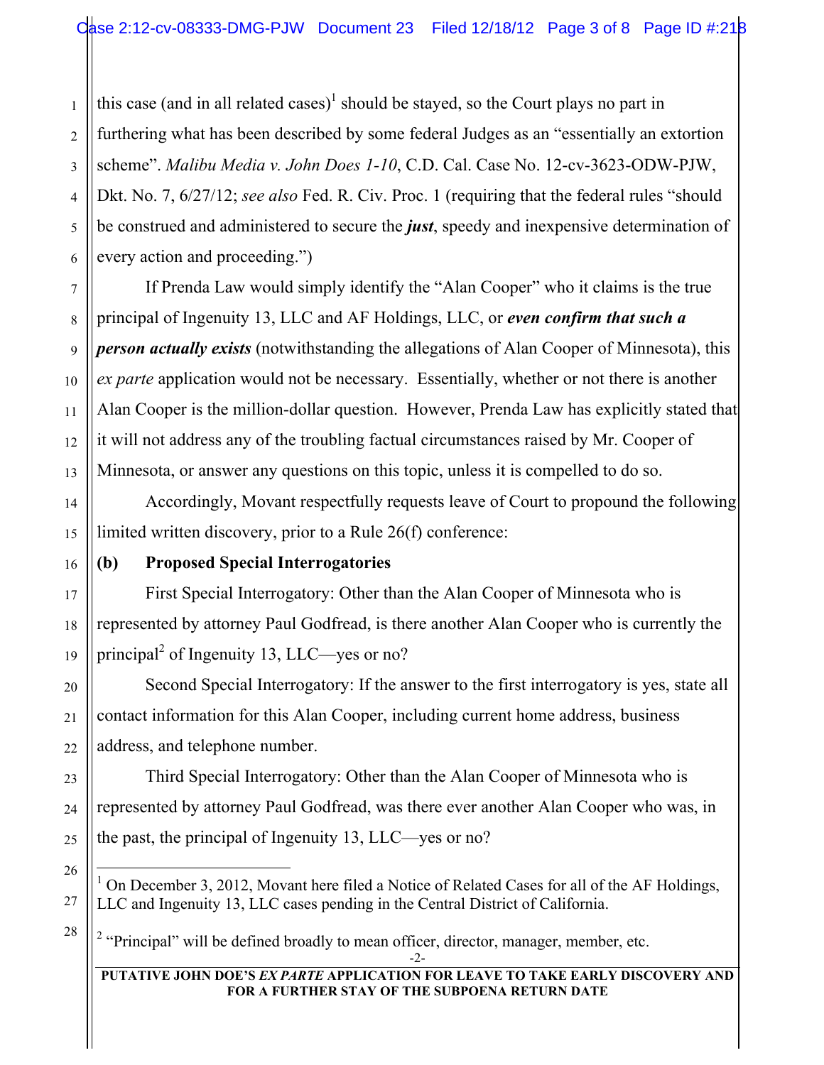this case (and in all related cases)[1] should be stayed, so the Court plays no part in furthering what has been described by some federal Judges as an "essentially an extortion scheme". *Malibu Media v. John Does 1-10*, C.D. Cal. Case No. 12-cv-3623-ODW-PJW, Dkt. No. 7, 6/27/12; *see also* Fed. R. Civ. Proc. 1 (requiring that the federal rules "should be construed and administered to secure the ***just***, speedy and inexpensive determination of every action and proceeding.")

If Prenda Law would simply identify the "Alan Cooper" who it claims is the true principal of Ingenuity 13, LLC and AF Holdings, LLC, or ***even confirm that such a person actually exists*** (notwithstanding the allegations of Alan Cooper of Minnesota), this *ex parte* application would not be necessary. Essentially, whether or not there is another Alan Cooper is the million-dollar question. However, Prenda Law has explicitly stated that it will not address any of the troubling factual circumstances raised by Mr. Cooper of Minnesota, or answer any questions on this topic, unless it is compelled to do so.

Accordingly, Movant respectfully requests leave of Court to propound the following limited written discovery, prior to a Rule 26(f) conference:

**(b) Proposed Special Interrogatories**

First Special Interrogatory: Other than the Alan Cooper of Minnesota who is represented by attorney Paul Godfread, is there another Alan Cooper who is currently the principal[2] of Ingenuity 13, LLC—yes or no?

Second Special Interrogatory: If the answer to the first interrogatory is yes, state all contact information for this Alan Cooper, including current home address, business address, and telephone number.

Third Special Interrogatory: Other than the Alan Cooper of Minnesota who is represented by attorney Paul Godfread, was there ever another Alan Cooper who was, in the past, the principal of Ingenuity 13, LLC—yes or no?

---

[1] On December 3, 2012, Movant here filed a Notice of Related Cases for all of the AF Holdings, LLC and Ingenuity 13, LLC cases pending in the Central District of California.

[2] "Principal" will be defined broadly to mean officer, director, manager, member, etc.

**PUTATIVE JOHN DOE'S *EX PARTE* APPLICATION FOR LEAVE TO TAKE EARLY DISCOVERY AND FOR A FURTHER STAY OF THE SUBPOENA RETURN DATE**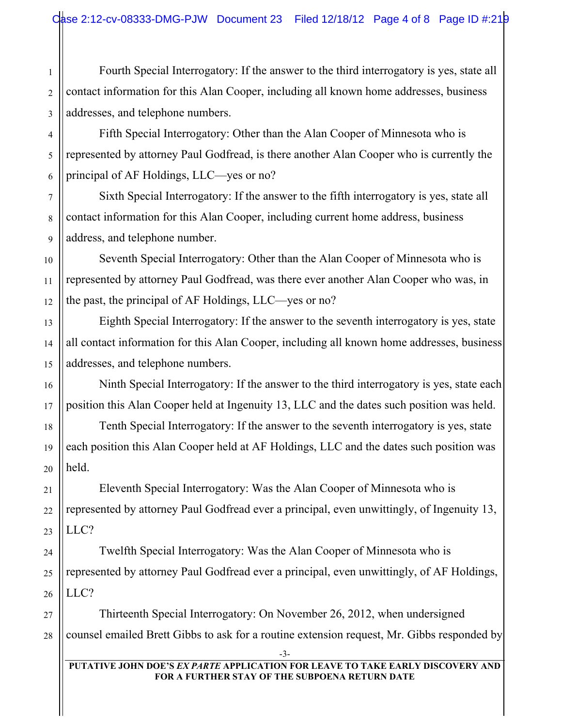Fourth Special Interrogatory: If the answer to the third interrogatory is yes, state all contact information for this Alan Cooper, including all known home addresses, business addresses, and telephone numbers.

Fifth Special Interrogatory: Other than the Alan Cooper of Minnesota who is represented by attorney Paul Godfread, is there another Alan Cooper who is currently the principal of AF Holdings, LLC—yes or no?

Sixth Special Interrogatory: If the answer to the fifth interrogatory is yes, state all contact information for this Alan Cooper, including current home address, business address, and telephone number.

Seventh Special Interrogatory: Other than the Alan Cooper of Minnesota who is represented by attorney Paul Godfread, was there ever another Alan Cooper who was, in the past, the principal of AF Holdings, LLC—yes or no?

Eighth Special Interrogatory: If the answer to the seventh interrogatory is yes, state all contact information for this Alan Cooper, including all known home addresses, business addresses, and telephone numbers.

Ninth Special Interrogatory: If the answer to the third interrogatory is yes, state each position this Alan Cooper held at Ingenuity 13, LLC and the dates such position was held.

Tenth Special Interrogatory: If the answer to the seventh interrogatory is yes, state each position this Alan Cooper held at AF Holdings, LLC and the dates such position was held.

Eleventh Special Interrogatory: Was the Alan Cooper of Minnesota who is represented by attorney Paul Godfread ever a principal, even unwittingly, of Ingenuity 13, LLC?

Twelfth Special Interrogatory: Was the Alan Cooper of Minnesota who is represented by attorney Paul Godfread ever a principal, even unwittingly, of AF Holdings, LLC?

Thirteenth Special Interrogatory: On November 26, 2012, when undersigned counsel emailed Brett Gibbs to ask for a routine extension request, Mr. Gibbs responded by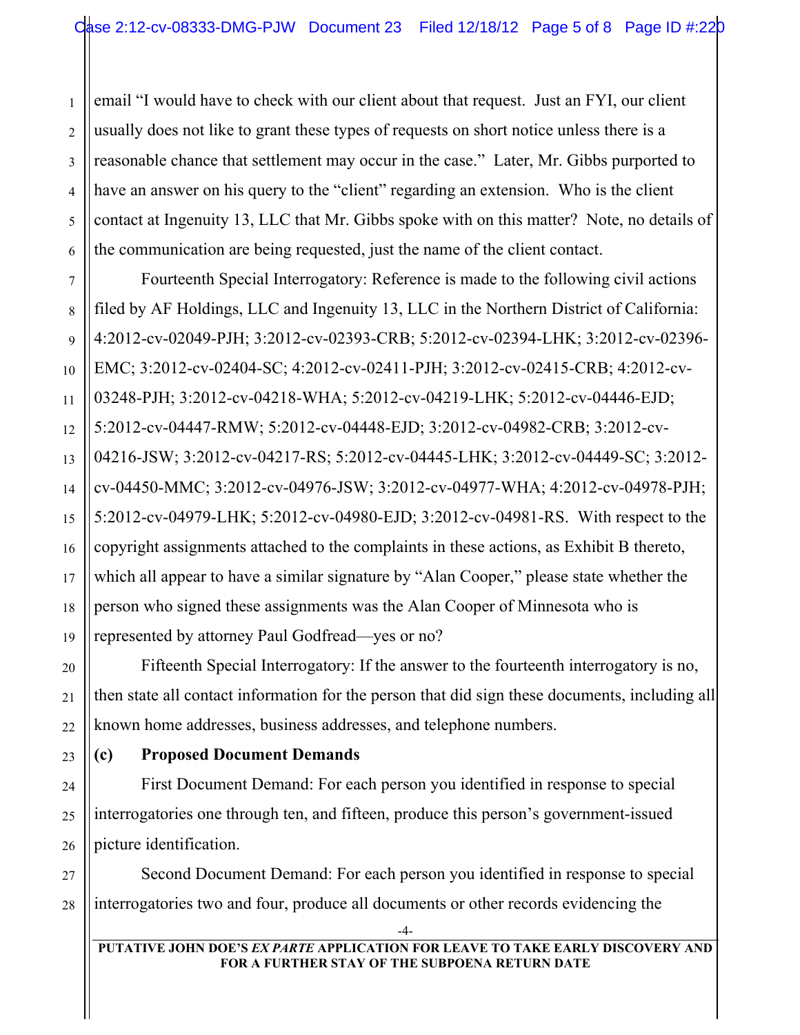email "I would have to check with our client about that request. Just an FYI, our client usually does not like to grant these types of requests on short notice unless there is a reasonable chance that settlement may occur in the case." Later, Mr. Gibbs purported to have an answer on his query to the "client" regarding an extension. Who is the client contact at Ingenuity 13, LLC that Mr. Gibbs spoke with on this matter? Note, no details of the communication are being requested, just the name of the client contact.

Fourteenth Special Interrogatory: Reference is made to the following civil actions filed by AF Holdings, LLC and Ingenuity 13, LLC in the Northern District of California: 4:2012-cv-02049-PJH; 3:2012-cv-02393-CRB; 5:2012-cv-02394-LHK; 3:2012-cv-02396-EMC; 3:2012-cv-02404-SC; 4:2012-cv-02411-PJH; 3:2012-cv-02415-CRB; 4:2012-cv-03248-PJH; 3:2012-cv-04218-WHA; 5:2012-cv-04219-LHK; 5:2012-cv-04446-EJD; 5:2012-cv-04447-RMW; 5:2012-cv-04448-EJD; 3:2012-cv-04982-CRB; 3:2012-cv-04216-JSW; 3:2012-cv-04217-RS; 5:2012-cv-04445-LHK; 3:2012-cv-04449-SC; 3:2012-cv-04450-MMC; 3:2012-cv-04976-JSW; 3:2012-cv-04977-WHA; 4:2012-cv-04978-PJH; 5:2012-cv-04979-LHK; 5:2012-cv-04980-EJD; 3:2012-cv-04981-RS. With respect to the copyright assignments attached to the complaints in these actions, as Exhibit B thereto, which all appear to have a similar signature by "Alan Cooper," please state whether the person who signed these assignments was the Alan Cooper of Minnesota who is represented by attorney Paul Godfread—yes or no?

Fifteenth Special Interrogatory: If the answer to the fourteenth interrogatory is no, then state all contact information for the person that did sign these documents, including all known home addresses, business addresses, and telephone numbers.

**(c) Proposed Document Demands**

First Document Demand: For each person you identified in response to special interrogatories one through ten, and fifteen, produce this person's government-issued picture identification.

Second Document Demand: For each person you identified in response to special interrogatories two and four, produce all documents or other records evidencing the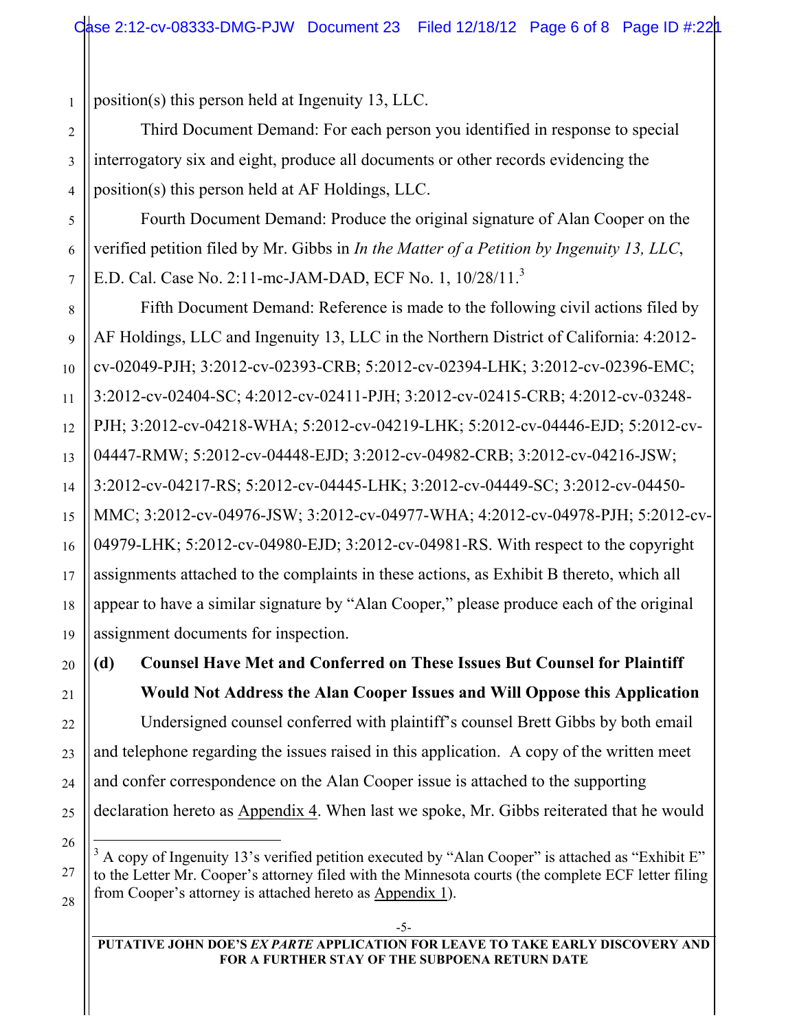position(s) this person held at Ingenuity 13, LLC.

Third Document Demand: For each person you identified in response to special interrogatory six and eight, produce all documents or other records evidencing the position(s) this person held at AF Holdings, LLC.

Fourth Document Demand: Produce the original signature of Alan Cooper on the verified petition filed by Mr. Gibbs in *In the Matter of a Petition by Ingenuity 13, LLC*, E.D. Cal. Case No. 2:11-mc-JAM-DAD, ECF No. 1, 10/28/11.[3]

Fifth Document Demand: Reference is made to the following civil actions filed by AF Holdings, LLC and Ingenuity 13, LLC in the Northern District of California: 4:2012-cv-02049-PJH; 3:2012-cv-02393-CRB; 5:2012-cv-02394-LHK; 3:2012-cv-02396-EMC; 3:2012-cv-02404-SC; 4:2012-cv-02411-PJH; 3:2012-cv-02415-CRB; 4:2012-cv-03248-PJH; 3:2012-cv-04218-WHA; 5:2012-cv-04219-LHK; 5:2012-cv-04446-EJD; 5:2012-cv-04447-RMW; 5:2012-cv-04448-EJD; 3:2012-cv-04982-CRB; 3:2012-cv-04216-JSW; 3:2012-cv-04217-RS; 5:2012-cv-04445-LHK; 3:2012-cv-04449-SC; 3:2012-cv-04450-MMC; 3:2012-cv-04976-JSW; 3:2012-cv-04977-WHA; 4:2012-cv-04978-PJH; 5:2012-cv-04979-LHK; 5:2012-cv-04980-EJD; 3:2012-cv-04981-RS. With respect to the copyright assignments attached to the complaints in these actions, as Exhibit B thereto, which all appear to have a similar signature by "Alan Cooper," please produce each of the original assignment documents for inspection.

**(d) Counsel Have Met and Conferred on These Issues But Counsel for Plaintiff Would Not Address the Alan Cooper Issues and Will Oppose this Application**

Undersigned counsel conferred with plaintiff's counsel Brett Gibbs by both email and telephone regarding the issues raised in this application. A copy of the written meet and confer correspondence on the Alan Cooper issue is attached to the supporting declaration hereto as Appendix 4. When last we spoke, Mr. Gibbs reiterated that he would

---

[3] A copy of Ingenuity 13's verified petition executed by "Alan Cooper" is attached as "Exhibit E" to the Letter Mr. Cooper's attorney filed with the Minnesota courts (the complete ECF letter filing from Cooper's attorney is attached hereto as Appendix 1).

PUTATIVE JOHN DOE'S *EX PARTE* APPLICATION FOR LEAVE TO TAKE EARLY DISCOVERY AND FOR A FURTHER STAY OF THE SUBPOENA RETURN DATE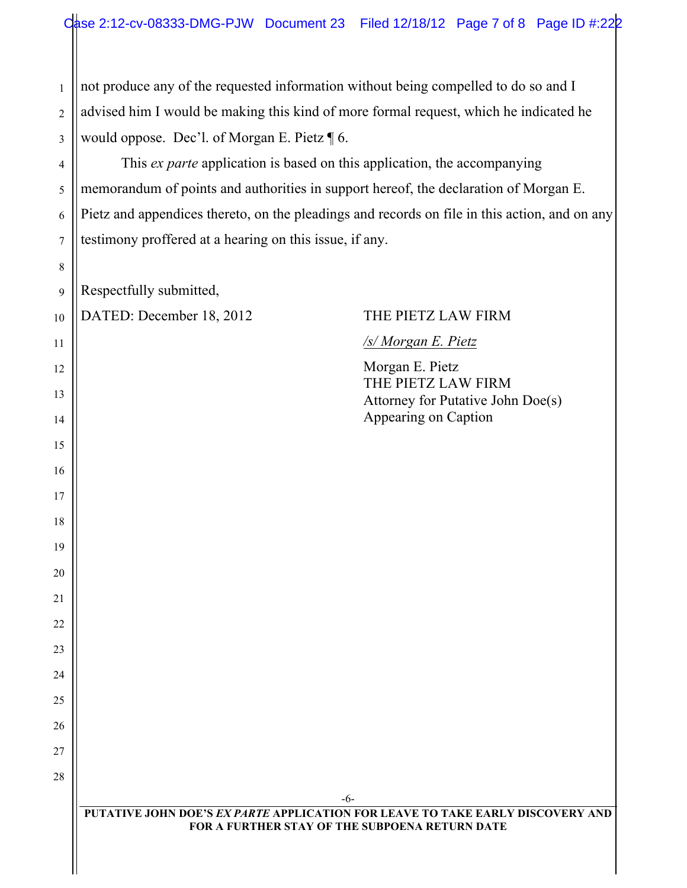not produce any of the requested information without being compelled to do so and I advised him I would be making this kind of more formal request, which he indicated he would oppose. Dec'l. of Morgan E. Pietz ¶ 6.

This *ex parte* application is based on this application, the accompanying memorandum of points and authorities in support hereof, the declaration of Morgan E. Pietz and appendices thereto, on the pleadings and records on file in this action, and on any testimony proffered at a hearing on this issue, if any.

Respectfully submitted,

DATED: December 18, 2012

THE PIETZ LAW FIRM

*/s/ Morgan E. Pietz*

Morgan E. Pietz
THE PIETZ LAW FIRM
Attorney for Putative John Doe(s)
Appearing on Caption

**PUTATIVE JOHN DOE'S *EX PARTE* APPLICATION FOR LEAVE TO TAKE EARLY DISCOVERY AND FOR A FURTHER STAY OF THE SUBPOENA RETURN DATE**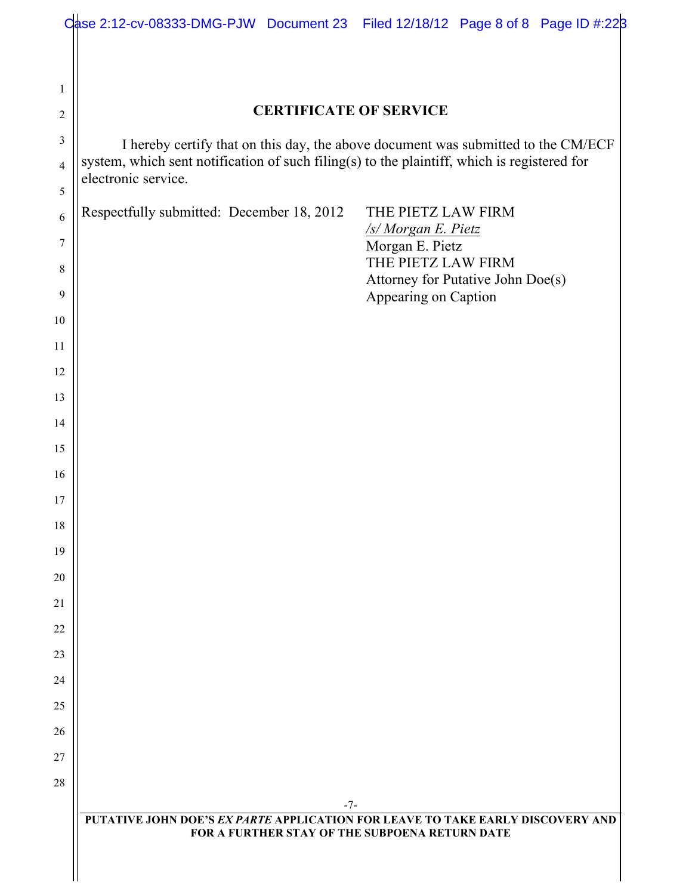## CERTIFICATE OF SERVICE

I hereby certify that on this day, the above document was submitted to the CM/ECF system, which sent notification of such filing(s) to the plaintiff, which is registered for electronic service.

Respectfully submitted: December 18, 2012

THE PIETZ LAW FIRM
*/s/ Morgan E. Pietz*
Morgan E. Pietz
THE PIETZ LAW FIRM
Attorney for Putative John Doe(s)
Appearing on Caption